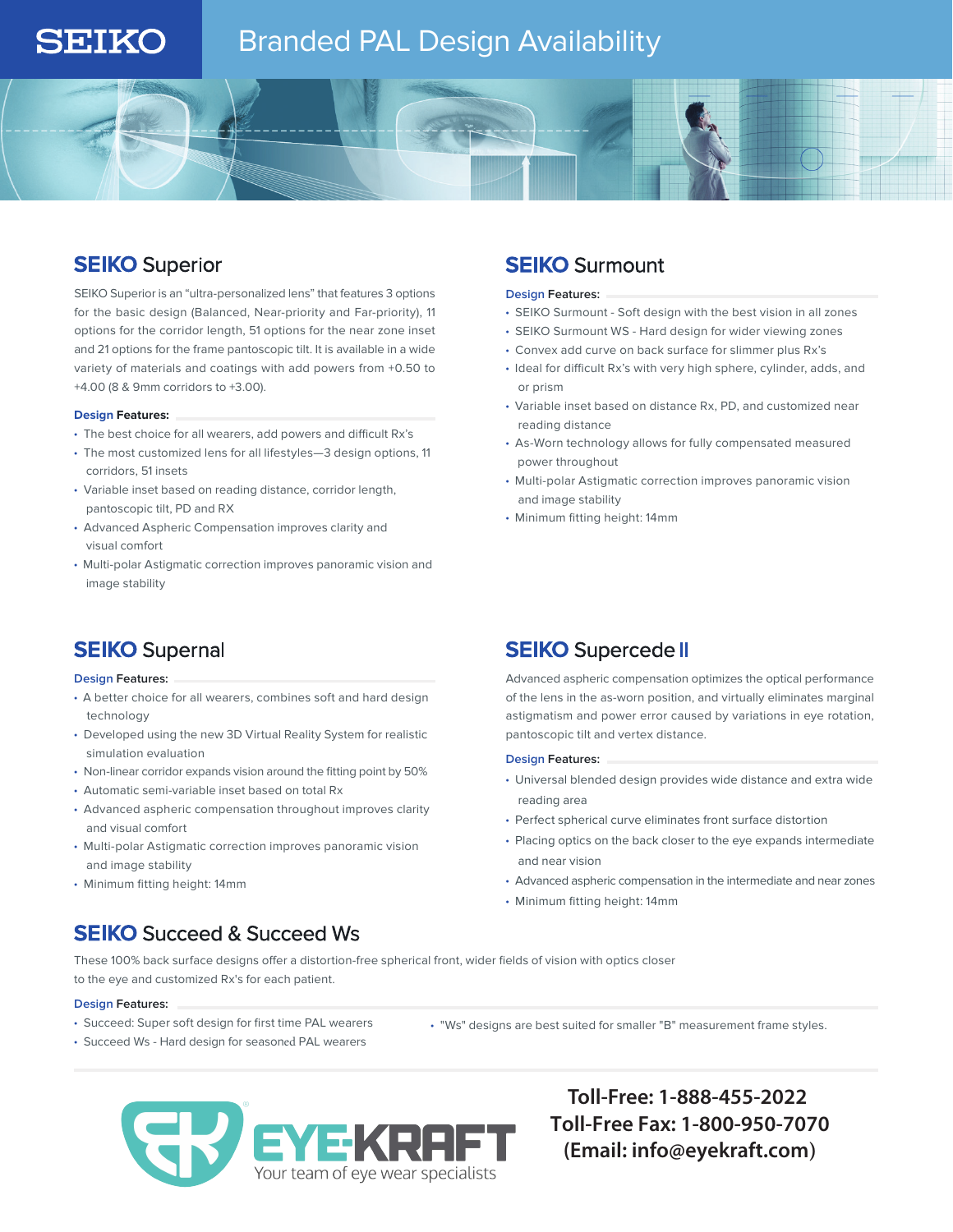# SEIKO Branded PAL Design Availability

## SEIKO Superior

SEIKO Superior is an "ultra-personalized lens" that features 3 options for the basic design (Balanced, Near-priority and Far-priority), 11 options for the corridor length, 51 options for the near zone inset and 21 options for the frame pantoscopic tilt. It is available in a wide variety of materials and coatings with add powers from +0.50 to +4.00 (8 & 9mm corridors to +3.00).

**Design Features:**

- The best choice for all wearers, add powers and difficult Rx's
- The most customized lens for all lifestyles—3 design options, 11 corridors, 51 insets
- Variable inset based on reading distance, corridor length, pantoscopic tilt, PD and RX
- Advanced Aspheric Compensation improves clarity and visual comfort
- Multi-polar Astigmatic correction improves panoramic vision and image stability

## SEIKO Surmount

**Design Features:**

- SEIKO Surmount - Soft design with the best vision in all zones
- SEIKO Surmount WS - Hard design for wider viewing zones
- Convex add curve on back surface for slimmer plus Rx's
- Ideal for difficult Rx's with very high sphere, cylinder, adds, and or prism
- Variable inset based on distance Rx, PD, and customized near reading distance
- As-Worn technology allows for fully compensated measured power throughout
- Multi-polar Astigmatic correction improves panoramic vision and image stability
- Minimum fitting height: 14mm

## SEIKO Supernal

**Design Features:**

- A better choice for all wearers, combines soft and hard design technology
- Developed using the new 3D Virtual Reality System for realistic simulation evaluation
- Non-linear corridor expands vision around the fitting point by 50%
- Automatic semi-variable inset based on total Rx
- Advanced aspheric compensation throughout improves clarity and visual comfort
- Multi-polar Astigmatic correction improves panoramic vision and image stability
- Minimum fitting height: 14mm

## SEIKO Supercede II

Advanced aspheric compensation optimizes the optical performance of the lens in the as-worn position, and virtually eliminates marginal astigmatism and power error caused by variations in eye rotation, pantoscopic tilt and vertex distance.

**Design Features:**

- Universal blended design provides wide distance and extra wide reading area
- Perfect spherical curve eliminates front surface distortion
- Placing optics on the back closer to the eye expands intermediate and near vision
- Advanced aspheric compensation in the intermediate and near zones
- Minimum fitting height: 14mm

## SEIKO Succeed & Succeed Ws

These 100% back surface designs offer a distortion-free spherical front, wider fields of vision with optics closer to the eye and customized Rx's for each patient.

**Design Features:**

- Succeed: Super soft design for first time PAL wearers
- Succeed Ws - Hard design for seasoned PAL wearers
- "Ws" designs are best suited for smaller "B" measurement frame styles.

EYE-KRAFT
Your team of eye wear specialists

**Toll-Free: 1-888-455-2022**
**Toll-Free Fax: 1-800-950-7070**
**(Email: info@eyekraft.com)**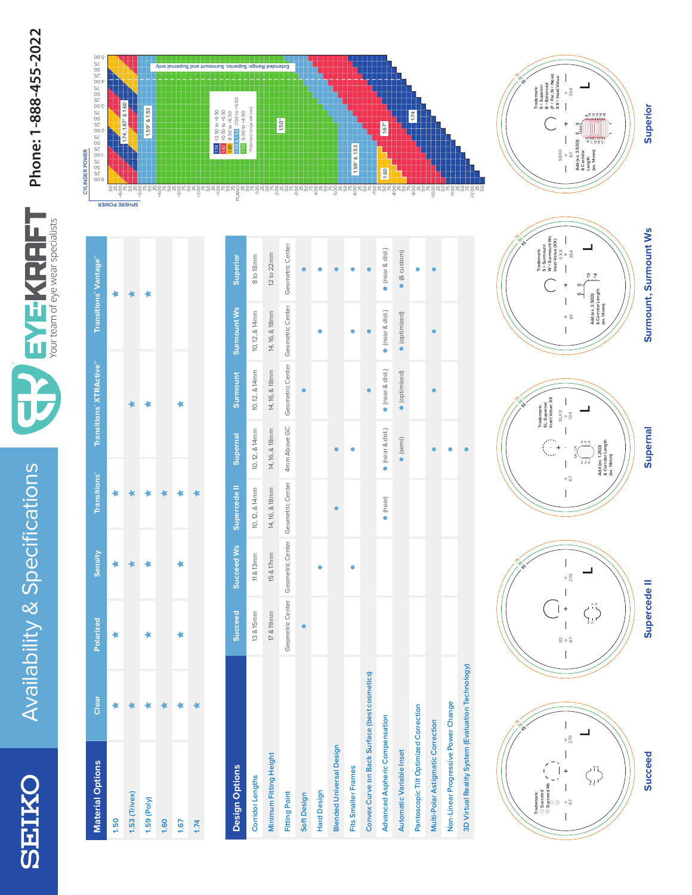# SEIKO

# Availability & Specifications

**EYEKRAFT** Your team of eye wear specialists

**Phone: 1-888-455-2022**

| Material Options | Clear | Polarized | Sensity | Transitions® | Transitions® XTRActive® | Transitions® Vantage® |
|---|---|---|---|---|---|---|
| 1.50 | ★ | ★ | ★ | ★ | | ★ |
| 1.53 (Trivex) | ★ | | ★ | ★ | ★ | ★ |
| 1.59 (Poly) | ★ | ★ | ★ | ★ | ★ | ★ |
| 1.60 | ★ | | | ★ | | |
| 1.67 | ★ | ★ | ★ | ★ | ★ | |
| 1.74 | ★ | | | ★ | | |

| Design Options | Succeed | Succeed Ws | Supercede II | Supernal | Surmount | Surmount Ws | Superior |
|---|---|---|---|---|---|---|---|
| Corridor Lengths | 13 & 15mm | 11 & 13mm | 10, 12, & 14mm | 10, 12, & 14mm | 10, 12, & 14mm | 10, 12, & 14mm | 8 to 18mm |
| Minimum Fitting Height | 17 & 19mm | 15 & 17mm | 14, 16, & 18mm | 14, 16, & 18mm | 14, 16, & 18mm | 14, 16, & 18mm | 12 to 22mm |
| Fitting Point | Geometric Center | Geometric Center | Geometric Center | 4mm Above GC | Geometric Center | Geometric Center | Geometric Center |
| Soft Design | ● | | | | ● | | ● |
| Hard Design | | ● | | | | ● | ● |
| Blended Universal Design | | | ● | ● | | | ● |
| Fits Smaller Frames | | ● | | ● | | ● | ● |
| Convex Curve on Back Surface (best cosmetics) | | | | | ● | ● | ● |
| Advanced Aspheric Compensation | | | ● (near) | ● (near & dist.) | ● (near & dist.) | ● (near & dist.) | ● (near & dist.) |
| Automatic Variable Inset | | | | ● (semi) | ● (optimized) | ● (optimized) | ● (& custom) |
| Pantoscopic Tilt Optimized Correction | | | | | | | ● |
| Multi-Polar Astigmatic Correction | | | | ● | ● | ● | ● |
| Non-Linear Progressive Power Change | | | | ● | | | |
| 3D Virtual Reality System (Evaluation Technology) | | | | ● | | | |

CYLINDER POWER

SPHERE POWER

Extended Range: Superior, Surmount and Supernal only

1.74, 1.67 & 1.60

1.59* & 1.53

1.50*

1.59* & 1.53

1.60

1.67*

1.74

1.74 -12.50 to +6.50
1.67 -10.50 to +6.50
1.60 -8.50 to +6.50
1.59 & 1.53 -7.00 to +5.00
1.50 -5.00 to +4.00
*Polarized range will vary

Trademark: Succeed, Succeed Ws

**Succeed**

**Supercede II**

Trademark: SL: Supernal; Inset Value: XX

Add (ex. 1.25D) & Corridor Length (ex. 14mm)

**Supernal**

Trademark: S = Surmount; W = Surmount Ws; Inset Value (XX)

Add (ex. 3.50D) & Corridor Length (ex. 14mm)

**Surmount, Surmount Ws**

Trademark: S = Superior; B = Balanced; F = Far, N = Near; XX = Inset Value

Add (ex. 3.50D) & Corridor Length (ex. 14mm)

**Superior**